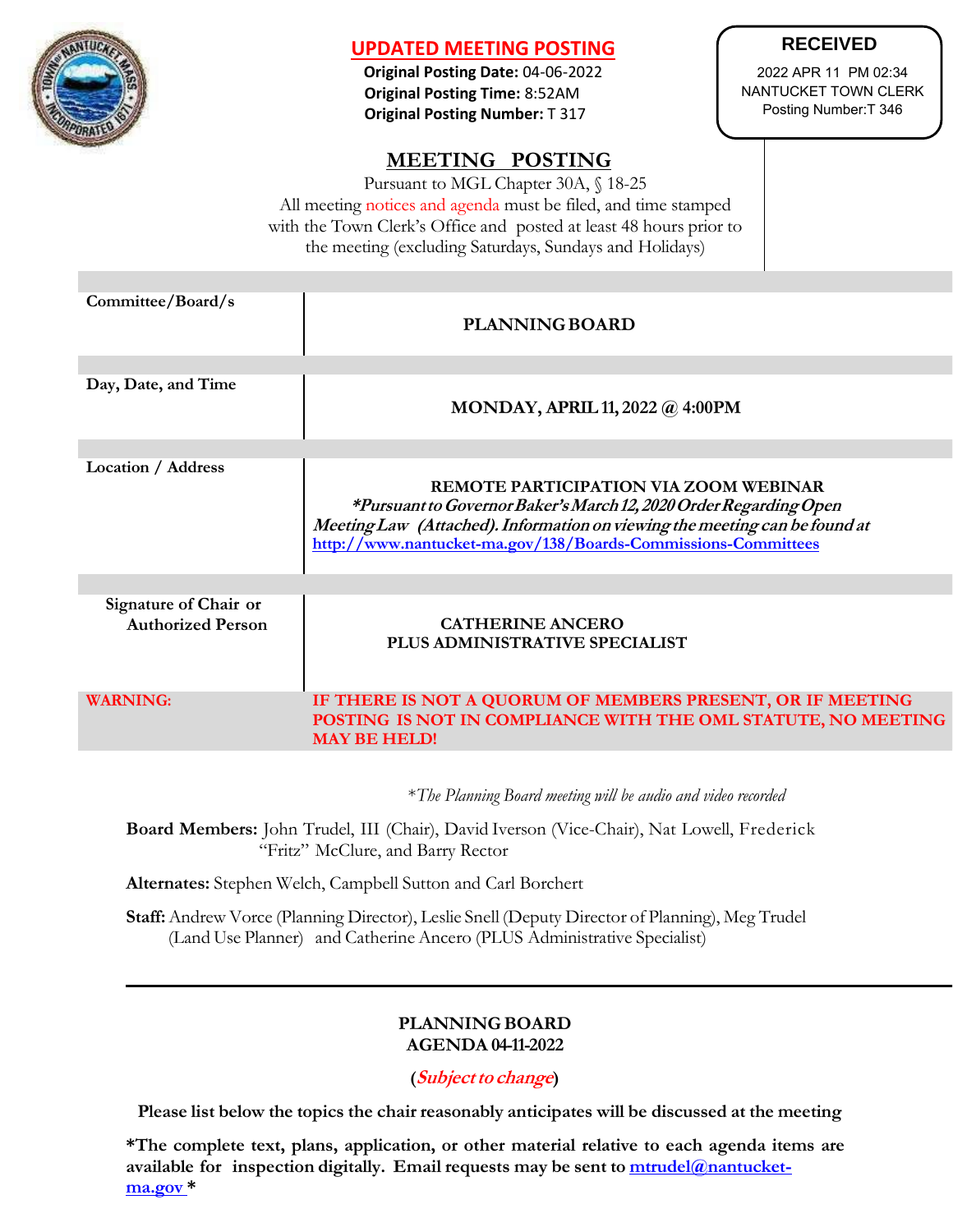**UPDATED MEETING POSTING**

**Original Posting Date:** 04-06-2022
**Original Posting Time:** 8:52AM
**Original Posting Number:** T 317

**RECEIVED**
2022 APR 11 PM 02:34
NANTUCKET TOWN CLERK
Posting Number:T 346

# MEETING POSTING

Pursuant to MGL Chapter 30A, § 18-25
All meeting notices and agenda must be filed, and time stamped with the Town Clerk's Office and posted at least 48 hours prior to the meeting (excluding Saturdays, Sundays and Holidays)

| | |
|---|---|
| **Committee/Board/s** | **PLANNING BOARD** |
| **Day, Date, and Time** | **MONDAY, APRIL 11, 2022 @ 4:00PM** |
| **Location / Address** | **REMOTE PARTICIPATION VIA ZOOM WEBINAR** ***\*Pursuant to Governor Baker's March 12, 2020 Order Regarding Open Meeting Law (Attached). Information on viewing the meeting can be found at http://www.nantucket-ma.gov/138/Boards-Commissions-Committees*** |
| **Signature of Chair or Authorized Person** | **CATHERINE ANCERO PLUS ADMINISTRATIVE SPECIALIST** |
| **WARNING:** | **IF THERE IS NOT A QUORUM OF MEMBERS PRESENT, OR IF MEETING POSTING IS NOT IN COMPLIANCE WITH THE OML STATUTE, NO MEETING MAY BE HELD!** |

*\*The Planning Board meeting will be audio and video recorded*

**Board Members:** John Trudel, III (Chair), David Iverson (Vice-Chair), Nat Lowell, Frederick "Fritz" McClure, and Barry Rector

**Alternates:** Stephen Welch, Campbell Sutton and Carl Borchert

**Staff:** Andrew Vorce (Planning Director), Leslie Snell (Deputy Director of Planning), Meg Trudel (Land Use Planner) and Catherine Ancero (PLUS Administrative Specialist)

---

**PLANNING BOARD**
**AGENDA 04-11-2022**

**(*Subject to change*)**

**Please list below the topics the chair reasonably anticipates will be discussed at the meeting**

**\*The complete text, plans, application, or other material relative to each agenda items are available for inspection digitally. Email requests may be sent to mtrudel@nantucket-ma.gov \***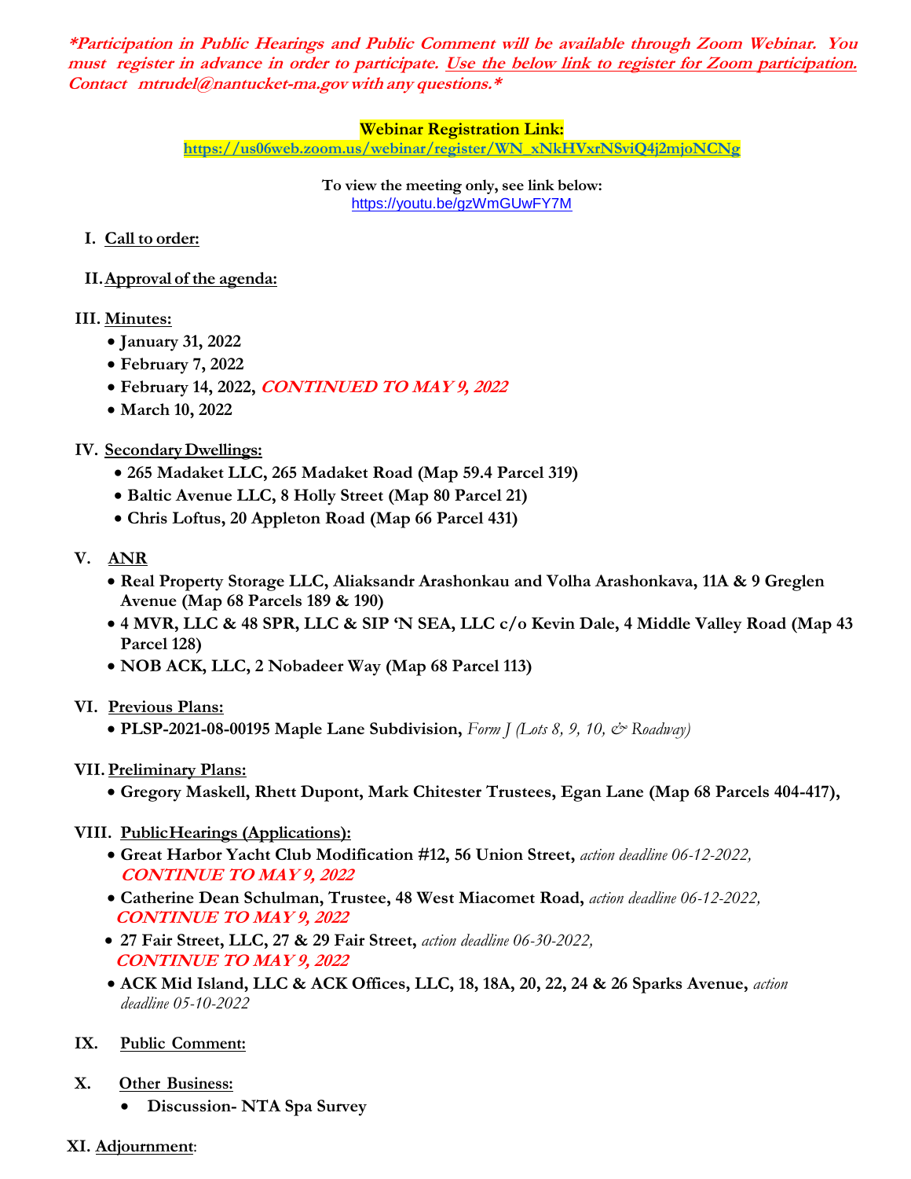***Participation in Public Hearings and Public Comment will be available through Zoom Webinar. You must register in advance in order to participate. Use the below link to register for Zoom participation. Contact mtrudel@nantucket-ma.gov with any questions.***

**Webinar Registration Link:**
**https://us06web.zoom.us/webinar/register/WN_xNkHVxrNSviQ4j2mjoNCNg**

**To view the meeting only, see link below:**
https://youtu.be/gzWmGUwFY7M

**I. Call to order:**

**II. Approval of the agenda:**

**III. Minutes:**
- **January 31, 2022**
- **February 7, 2022**
- **February 14, 2022, *CONTINUED TO MAY 9, 2022***
- **March 10, 2022**

**IV. Secondary Dwellings:**
- **265 Madaket LLC, 265 Madaket Road (Map 59.4 Parcel 319)**
- **Baltic Avenue LLC, 8 Holly Street (Map 80 Parcel 21)**
- **Chris Loftus, 20 Appleton Road (Map 66 Parcel 431)**

**V. ANR**
- **Real Property Storage LLC, Aliaksandr Arashonkau and Volha Arashonkava, 11A & 9 Greglen Avenue (Map 68 Parcels 189 & 190)**
- **4 MVR, LLC & 48 SPR, LLC & SIP 'N SEA, LLC c/o Kevin Dale, 4 Middle Valley Road (Map 43 Parcel 128)**
- **NOB ACK, LLC, 2 Nobadeer Way (Map 68 Parcel 113)**

**VI. Previous Plans:**
- **PLSP-2021-08-00195 Maple Lane Subdivision,** *Form J (Lots 8, 9, 10, & Roadway)*

**VII. Preliminary Plans:**
- **Gregory Maskell, Rhett Dupont, Mark Chitester Trustees, Egan Lane (Map 68 Parcels 404-417),**

**VIII. Public Hearings (Applications):**
- **Great Harbor Yacht Club Modification #12, 56 Union Street,** *action deadline 06-12-2022,* ***CONTINUE TO MAY 9, 2022***
- **Catherine Dean Schulman, Trustee, 48 West Miacomet Road,** *action deadline 06-12-2022,* ***CONTINUE TO MAY 9, 2022***
- **27 Fair Street, LLC, 27 & 29 Fair Street,** *action deadline 06-30-2022,* ***CONTINUE TO MAY 9, 2022***
- **ACK Mid Island, LLC & ACK Offices, LLC, 18, 18A, 20, 22, 24 & 26 Sparks Avenue,** *action deadline 05-10-2022*

**IX. Public Comment:**

**X. Other Business:**
- **Discussion- NTA Spa Survey**

**XI. Adjournment:**